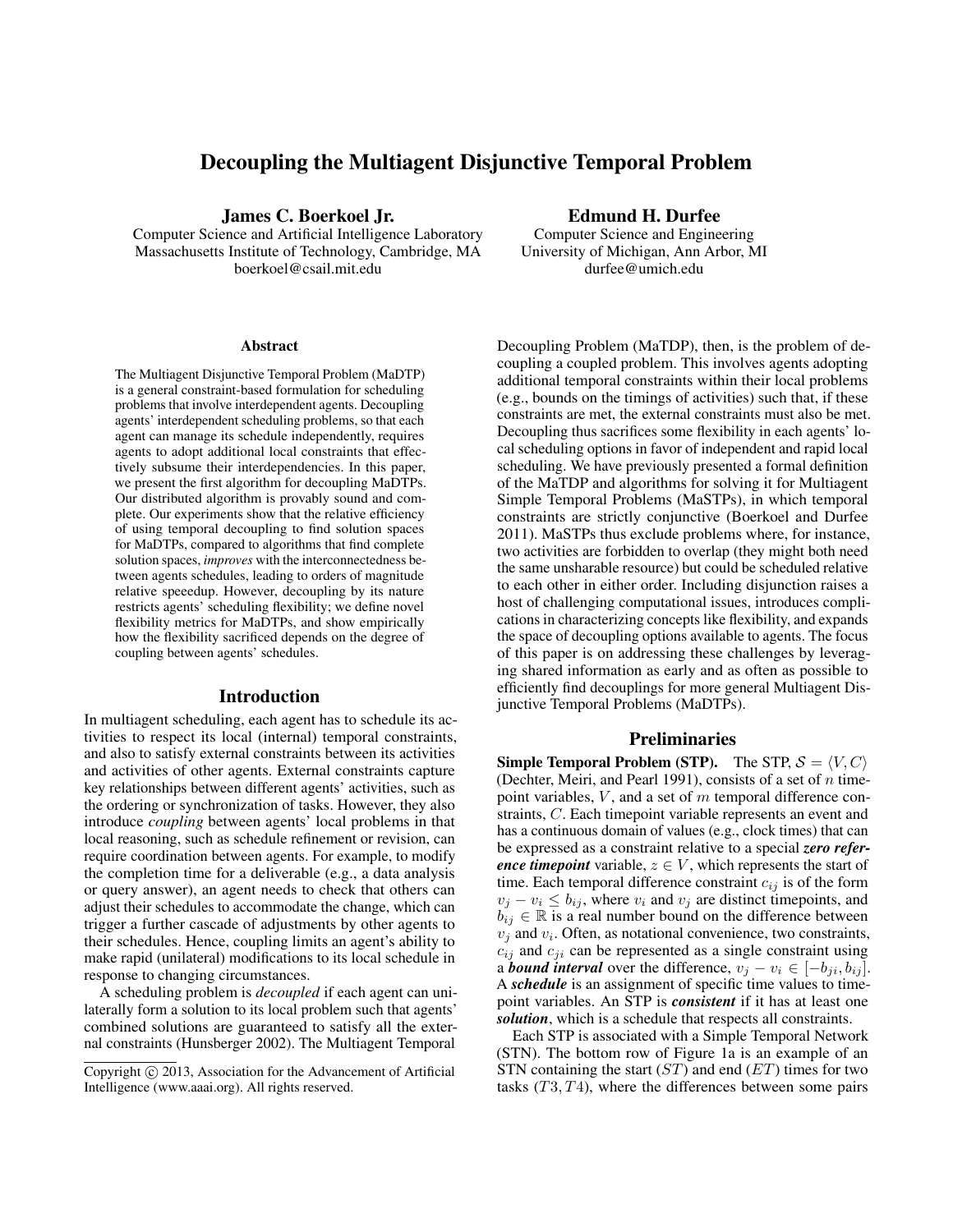# Decoupling the Multiagent Disjunctive Temporal Problem

**James C. Boerkoel Jr.**
Computer Science and Artificial Intelligence Laboratory
Massachusetts Institute of Technology, Cambridge, MA
boerkoel@csail.mit.edu

**Edmund H. Durfee**
Computer Science and Engineering
University of Michigan, Ann Arbor, MI
durfee@umich.edu

## Abstract

The Multiagent Disjunctive Temporal Problem (MaDTP) is a general constraint-based formulation for scheduling problems that involve interdependent agents. Decoupling agents' interdependent scheduling problems, so that each agent can manage its schedule independently, requires agents to adopt additional local constraints that effectively subsume their interdependencies. In this paper, we present the first algorithm for decoupling MaDTPs. Our distributed algorithm is provably sound and complete. Our experiments show that the relative efficiency of using temporal decoupling to find solution spaces for MaDTPs, compared to algorithms that find complete solution spaces, *improves* with the interconnectedness between agents schedules, leading to orders of magnitude relative speeedup. However, decoupling by its nature restricts agents' scheduling flexibility; we define novel flexibility metrics for MaDTPs, and show empirically how the flexibility sacrificed depends on the degree of coupling between agents' schedules.

## Introduction

In multiagent scheduling, each agent has to schedule its activities to respect its local (internal) temporal constraints, and also to satisfy external constraints between its activities and activities of other agents. External constraints capture key relationships between different agents' activities, such as the ordering or synchronization of tasks. However, they also introduce *coupling* between agents' local problems in that local reasoning, such as schedule refinement or revision, can require coordination between agents. For example, to modify the completion time for a deliverable (e.g., a data analysis or query answer), an agent needs to check that others can adjust their schedules to accommodate the change, which can trigger a further cascade of adjustments by other agents to their schedules. Hence, coupling limits an agent's ability to make rapid (unilateral) modifications to its local schedule in response to changing circumstances.

A scheduling problem is *decoupled* if each agent can unilaterally form a solution to its local problem such that agents' combined solutions are guaranteed to satisfy all the external constraints (Hunsberger 2002). The Multiagent Temporal Decoupling Problem (MaTDP), then, is the problem of decoupling a coupled problem. This involves agents adopting additional temporal constraints within their local problems (e.g., bounds on the timings of activities) such that, if these constraints are met, the external constraints must also be met. Decoupling thus sacrifices some flexibility in each agents' local scheduling options in favor of independent and rapid local scheduling. We have previously presented a formal definition of the MaTDP and algorithms for solving it for Multiagent Simple Temporal Problems (MaSTPs), in which temporal constraints are strictly conjunctive (Boerkoel and Durfee 2011). MaSTPs thus exclude problems where, for instance, two activities are forbidden to overlap (they might both need the same unsharable resource) but could be scheduled relative to each other in either order. Including disjunction raises a host of challenging computational issues, introduces complications in characterizing concepts like flexibility, and expands the space of decoupling options available to agents. The focus of this paper is on addressing these challenges by leveraging shared information as early and as often as possible to efficiently find decouplings for more general Multiagent Disjunctive Temporal Problems (MaDTPs).

## Preliminaries

**Simple Temporal Problem (STP).** The STP, $\mathcal{S} = \langle V, C \rangle$ (Dechter, Meiri, and Pearl 1991), consists of a set of $n$ timepoint variables, $V$, and a set of $m$ temporal difference constraints, $C$. Each timepoint variable represents an event and has a continuous domain of values (e.g., clock times) that can be expressed as a constraint relative to a special ***zero reference timepoint*** variable, $z \in V$, which represents the start of time. Each temporal difference constraint $c_{ij}$ is of the form $v_j - v_i \leq b_{ij}$, where $v_i$ and $v_j$ are distinct timepoints, and $b_{ij} \in \mathbb{R}$ is a real number bound on the difference between $v_j$ and $v_i$. Often, as notational convenience, two constraints, $c_{ij}$ and $c_{ji}$ can be represented as a single constraint using a ***bound interval*** over the difference, $v_j - v_i \in [-b_{ji}, b_{ij}]$. A ***schedule*** is an assignment of specific time values to timepoint variables. An STP is ***consistent*** if it has at least one ***solution***, which is a schedule that respects all constraints.

Each STP is associated with a Simple Temporal Network (STN). The bottom row of Figure 1a is an example of an STN containing the start ($ST$) and end ($ET$) times for two tasks ($T3, T4$), where the differences between some pairs

Copyright © 2013, Association for the Advancement of Artificial Intelligence (www.aaai.org). All rights reserved.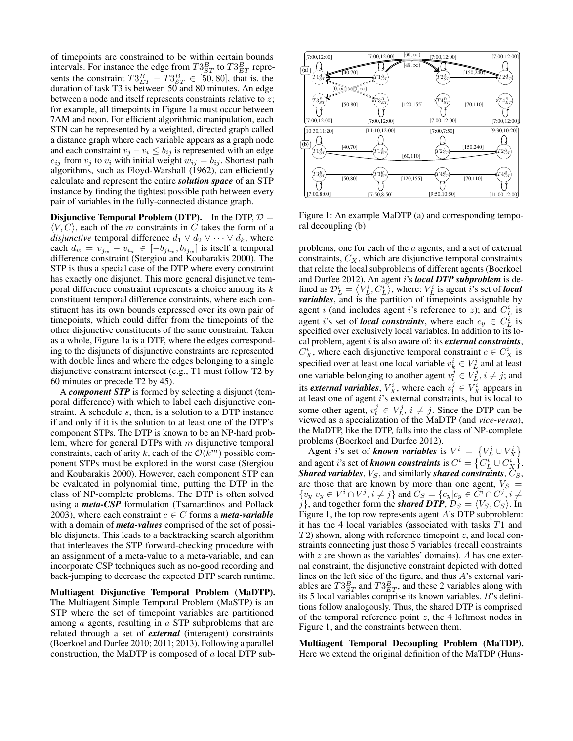of timepoints are constrained to be within certain bounds intervals. For instance the edge from $T3_{ST}^B$ to $T3_{ET}^B$ represents the constraint $T3_{ET}^B - T3_{ST}^B \in [50, 80]$, that is, the duration of task T3 is between 50 and 80 minutes. An edge between a node and itself represents constraints relative to $z$; for example, all timepoints in Figure 1a must occur between 7AM and noon. For efficient algorithmic manipulation, each STN can be represented by a weighted, directed graph called a distance graph where each variable appears as a graph node and each constraint $v_j - v_i \leq b_{ij}$ is represented with an edge $e_{ij}$ from $v_j$ to $v_i$ with initial weight $w_{ij} = b_{ij}$. Shortest path algorithms, such as Floyd-Warshall (1962), can efficiently calculate and represent the entire ***solution space*** of an STP instance by finding the tightest possible path between every pair of variables in the fully-connected distance graph.

**Disjunctive Temporal Problem (DTP).** In the DTP, $\mathcal{D} = \langle V, C \rangle$, each of the $m$ constraints in $C$ takes the form of a *disjunctive* temporal difference $d_1 \vee d_2 \vee \cdots \vee d_k$, where each $d_w = v_{j_w} - v_{i_w} \in [-b_{ji_w}, b_{ij_w}]$ is itself a temporal difference constraint (Stergiou and Koubarakis 2000). The STP is thus a special case of the DTP where every constraint has exactly one disjunct. This more general disjunctive temporal constraint represents a choice among its $k$ constituent temporal difference constraints, where each constituent has its own bounds expressed over its own pair of timepoints, which could differ from the timepoints of the other disjunctive constituents of the same constraint. Taken as a whole, Figure 1a is a DTP, where the edges corresponding to the disjuncts of disjunctive constraints are represented with double lines and where the edges belonging to a single disjunctive constraint intersect (e.g., T1 must follow T2 by 60 minutes or precede T2 by 45).

A ***component STP*** is formed by selecting a disjunct (temporal difference) with which to label each disjunctive constraint. A schedule $s$, then, is a solution to a DTP instance if and only if it is the solution to at least one of the DTP's component STPs. The DTP is known to be an NP-hard problem, where for general DTPs with $m$ disjunctive temporal constraints, each of arity $k$, each of the $\mathcal{O}(k^m)$ possible component STPs must be explored in the worst case (Stergiou and Koubarakis 2000). However, each component STP can be evaluated in polynomial time, putting the DTP in the class of NP-complete problems. The DTP is often solved using a ***meta-CSP*** formulation (Tsamardinos and Pollack 2003), where each constraint $c \in C$ forms a ***meta-variable*** with a domain of ***meta-values*** comprised of the set of possible disjuncts. This leads to a backtracking search algorithm that interleaves the STP forward-checking procedure with an assignment of a meta-value to a meta-variable, and can incorporate CSP techniques such as no-good recording and back-jumping to decrease the expected DTP search runtime.

**Multiagent Disjunctive Temporal Problem (MaDTP).** The Multiagent Simple Temporal Problem (MaSTP) is an STP where the set of timepoint variables are partitioned among $a$ agents, resulting in $a$ STP subproblems that are related through a set of ***external*** (interagent) constraints (Boerkoel and Durfee 2010; 2011; 2013). Following a parallel construction, the MaDTP is composed of $a$ local DTP subproblems, one for each of the $a$ agents, and a set of external constraints, $C_X$, which are disjunctive temporal constraints that relate the local subproblems of different agents (Boerkoel and Durfee 2012). An agent $i$'s ***local DTP subproblem*** is defined as $\mathcal{D}_L^i = \langle V_L^i, C_L^i \rangle$, where: $V_L^i$ is agent $i$'s set of ***local variables***, and is the partition of timepoints assignable by agent $i$ (and includes agent $i$'s reference to $z$); and $C_L^i$ is agent $i$'s set of ***local constraints***, where each $c_y \in C_L^i$ is specified over exclusively local variables. In addition to its local problem, agent $i$ is also aware of: its ***external constraints***, $C_X^i$, where each disjunctive temporal constraint $c \in C_X^i$ is specified over at least one local variable $v_k^i \in V_L^i$ and at least one variable belonging to another agent $v_l^j \in V_L^j$, $i \neq j$; and its ***external variables***, $V_X^i$, where each $v_l^j \in V_X^i$ appears in at least one of agent $i$'s external constraints, but is local to some other agent, $v_l^j \in V_L^j$, $i \neq j$. Since the DTP can be viewed as a specialization of the MaDTP (and *vice-versa*), the MaDTP, like the DTP, falls into the class of NP-complete problems (Boerkoel and Durfee 2012).

Agent $i$'s set of ***known variables*** is $V^i = \{V_L^i \cup V_X^i\}$ and agent $i$'s set of ***known constraints*** is $C^i = \{C_L^i \cup C_X^i\}$. ***Shared variables***, $V_S$, and similarly ***shared constraints***, $C_S$, are those that are known by more than one agent, $V_S = \{v_y | v_y \in V^i \cap V^j, i \neq j\}$ and $C_S = \{c_y | c_y \in C^i \cap C^j, i \neq j\}$, and together form the ***shared DTP***, $\mathcal{D}_S = \langle V_S, C_S \rangle$. In Figure 1, the top row represents agent $A$'s DTP subproblem: it has the 4 local variables (associated with tasks $T1$ and $T2$) shown, along with reference timepoint $z$, and local constraints connecting just those 5 variables (recall constraints with $z$ are shown as the variables' domains). $A$ has one external constraint, the disjunctive constraint depicted with dotted lines on the left side of the figure, and thus $A$'s external variables are $T3_{ST}^B$ and $T3_{ET}^B$, and these 2 variables along with its 5 local variables comprise its known variables. $B$'s definitions follow analogously. Thus, the shared DTP is comprised of the temporal reference point $z$, the 4 leftmost nodes in Figure 1, and the constraints between them.

Figure 1: An example MaDTP (a) and corresponding temporal decoupling (b)

**Multiagent Temporal Decoupling Problem (MaTDP).** Here we extend the original definition of the MaTDP (Huns-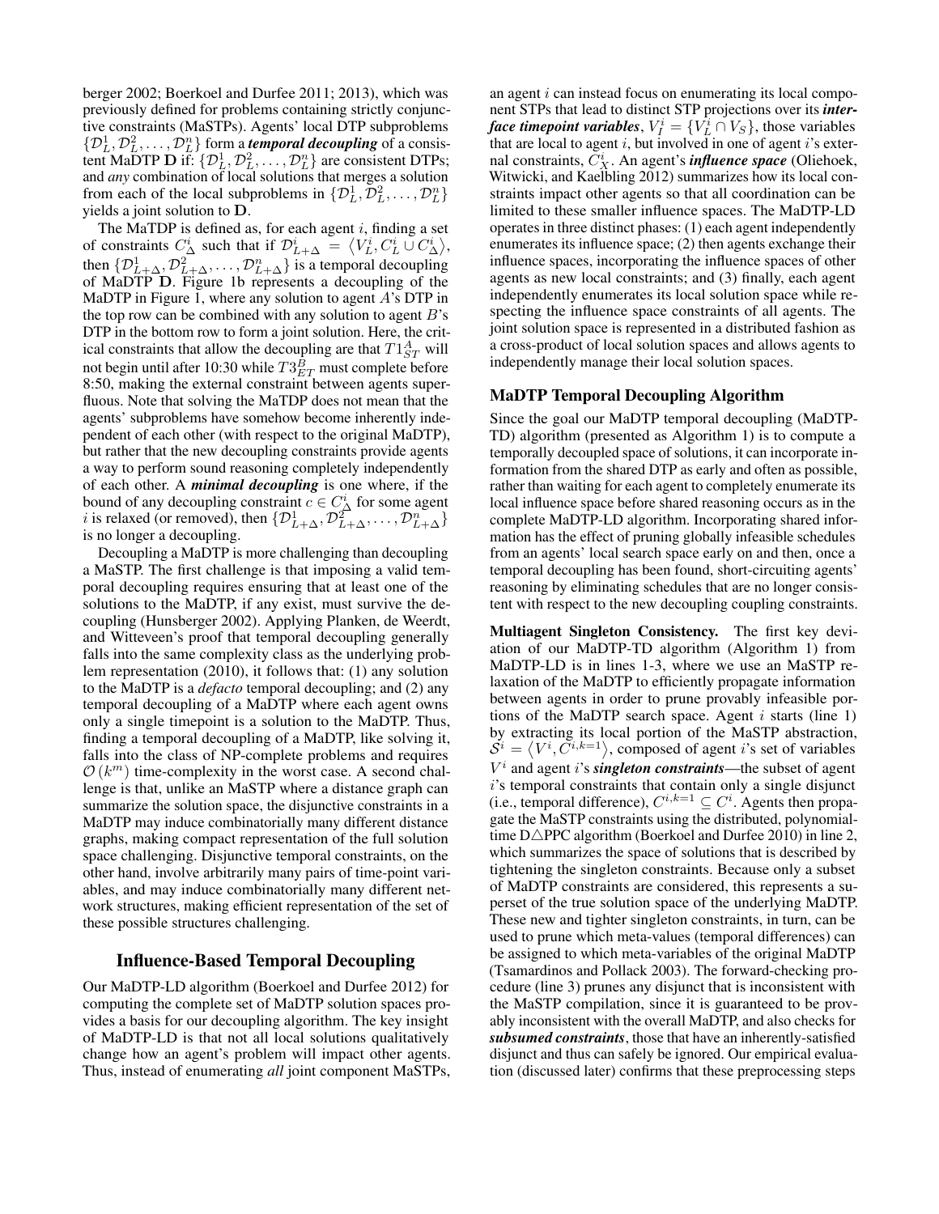berger 2002; Boerkoel and Durfee 2011; 2013), which was previously defined for problems containing strictly conjunctive constraints (MaSTPs). Agents' local DTP subproblems $\{\mathcal{D}_L^1, \mathcal{D}_L^2, \ldots, \mathcal{D}_L^n\}$ form a ***temporal decoupling*** of a consistent MaDTP $\mathbf{D}$ if: $\{\mathcal{D}_L^1, \mathcal{D}_L^2, \ldots, \mathcal{D}_L^n\}$ are consistent DTPs; and *any* combination of local solutions that merges a solution from each of the local subproblems in $\{\mathcal{D}_L^1, \mathcal{D}_L^2, \ldots, \mathcal{D}_L^n\}$ yields a joint solution to $\mathbf{D}$.

The MaTDP is defined as, for each agent $i$, finding a set of constraints $C_\Delta^i$ such that if $\mathcal{D}_{L+\Delta}^i = \langle V_L^i, C_L^i \cup C_\Delta^i \rangle$, then $\{\mathcal{D}_{L+\Delta}^1, \mathcal{D}_{L+\Delta}^2, \ldots, \mathcal{D}_{L+\Delta}^n\}$ is a temporal decoupling of MaDTP $\mathbf{D}$. Figure 1b represents a decoupling of the MaDTP in Figure 1, where any solution to agent $A$'s DTP in the top row can be combined with any solution to agent $B$'s DTP in the bottom row to form a joint solution. Here, the critical constraints that allow the decoupling are that $T1_{ST}^A$ will not begin until after 10:30 while $T3_{ET}^B$ must complete before 8:50, making the external constraint between agents superfluous. Note that solving the MaTDP does not mean that the agents' subproblems have somehow become inherently independent of each other (with respect to the original MaDTP), but rather that the new decoupling constraints provide agents a way to perform sound reasoning completely independently of each other. A ***minimal decoupling*** is one where, if the bound of any decoupling constraint $c \in C_\Delta^i$ for some agent $i$ is relaxed (or removed), then $\{\mathcal{D}_{L+\Delta}^1, \mathcal{D}_{L+\Delta}^2, \ldots, \mathcal{D}_{L+\Delta}^n\}$ is no longer a decoupling.

Decoupling a MaDTP is more challenging than decoupling a MaSTP. The first challenge is that imposing a valid temporal decoupling requires ensuring that at least one of the solutions to the MaDTP, if any exist, must survive the decoupling (Hunsberger 2002). Applying Planken, de Weerdt, and Witteveen's proof that temporal decoupling generally falls into the same complexity class as the underlying problem representation (2010), it follows that: (1) any solution to the MaDTP is a *defacto* temporal decoupling; and (2) any temporal decoupling of a MaDTP where each agent owns only a single timepoint is a solution to the MaDTP. Thus, finding a temporal decoupling of a MaDTP, like solving it, falls into the class of NP-complete problems and requires $\mathcal{O}(k^m)$ time-complexity in the worst case. A second challenge is that, unlike an MaSTP where a distance graph can summarize the solution space, the disjunctive constraints in a MaDTP may induce combinatorially many different distance graphs, making compact representation of the full solution space challenging. Disjunctive temporal constraints, on the other hand, involve arbitrarily many pairs of time-point variables, and may induce combinatorially many different network structures, making efficient representation of the set of these possible structures challenging.

## Influence-Based Temporal Decoupling

Our MaDTP-LD algorithm (Boerkoel and Durfee 2012) for computing the complete set of MaDTP solution spaces provides a basis for our decoupling algorithm. The key insight of MaDTP-LD is that not all local solutions qualitatively change how an agent's problem will impact other agents. Thus, instead of enumerating *all* joint component MaSTPs, an agent $i$ can instead focus on enumerating its local component STPs that lead to distinct STP projections over its ***interface timepoint variables***, $V_I^i = \{V_L^i \cap V_S\}$, those variables that are local to agent $i$, but involved in one of agent $i$'s external constraints, $C_X^i$. An agent's ***influence space*** (Oliehoek, Witwicki, and Kaelbling 2012) summarizes how its local constraints impact other agents so that all coordination can be limited to these smaller influence spaces. The MaDTP-LD operates in three distinct phases: (1) each agent independently enumerates its influence space; (2) then agents exchange their influence spaces, incorporating the influence spaces of other agents as new local constraints; and (3) finally, each agent independently enumerates its local solution space while respecting the influence space constraints of all agents. The joint solution space is represented in a distributed fashion as a cross-product of local solution spaces and allows agents to independently manage their local solution spaces.

### MaDTP Temporal Decoupling Algorithm

Since the goal our MaDTP temporal decoupling (MaDTP-TD) algorithm (presented as Algorithm 1) is to compute a temporally decoupled space of solutions, it can incorporate information from the shared DTP as early and often as possible, rather than waiting for each agent to completely enumerate its local influence space before shared reasoning occurs as in the complete MaDTP-LD algorithm. Incorporating shared information has the effect of pruning globally infeasible schedules from an agents' local search space early on and then, once a temporal decoupling has been found, short-circuiting agents' reasoning by eliminating schedules that are no longer consistent with respect to the new decoupling coupling constraints.

**Multiagent Singleton Consistency.** The first key deviation of our MaDTP-TD algorithm (Algorithm 1) from MaDTP-LD is in lines 1-3, where we use an MaSTP relaxation of the MaDTP to efficiently propagate information between agents in order to prune provably infeasible portions of the MaDTP search space. Agent $i$ starts (line 1) by extracting its local portion of the MaSTP abstraction, $\mathcal{S}^i = \langle V^i, C^{i,k=1} \rangle$, composed of agent $i$'s set of variables $V^i$ and agent $i$'s ***singleton constraints***—the subset of agent $i$'s temporal constraints that contain only a single disjunct (i.e., temporal difference), $C^{i,k=1} \subseteq C^i$. Agents then propagate the MaSTP constraints using the distributed, polynomial-time D△PPC algorithm (Boerkoel and Durfee 2010) in line 2, which summarizes the space of solutions that is described by tightening the singleton constraints. Because only a subset of MaDTP constraints are considered, this represents a superset of the true solution space of the underlying MaDTP. These new and tighter singleton constraints, in turn, can be used to prune which meta-values (temporal differences) can be assigned to which meta-variables of the original MaDTP (Tsamardinos and Pollack 2003). The forward-checking procedure (line 3) prunes any disjunct that is inconsistent with the MaSTP compilation, since it is guaranteed to be provably inconsistent with the overall MaDTP, and also checks for ***subsumed constraints***, those that have an inherently-satisfied disjunct and thus can safely be ignored. Our empirical evaluation (discussed later) confirms that these preprocessing steps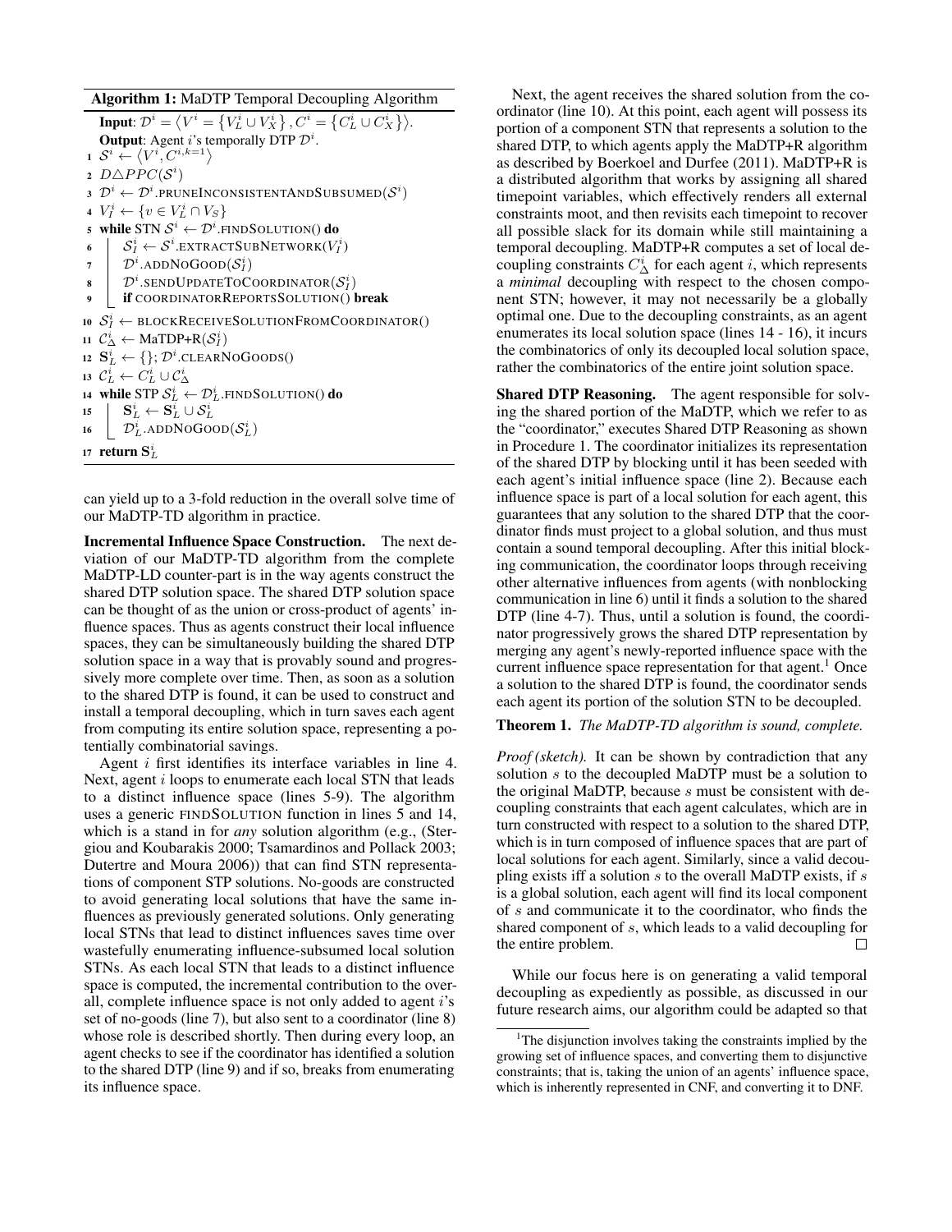**Algorithm 1:** MaDTP Temporal Decoupling Algorithm

```
Input: D^i = ⟨V^i = {V_L^i ∪ V_X^i}, C^i = {C_L^i ∪ C_X^i}⟩.
Output: Agent i's temporally DTP D^i.
1  S^i ← ⟨V^i, C^{i,k=1}⟩
2  D△PPC(S^i)
3  D^i ← D^i.PRUNEINCONSISTENTANDSUBSUMED(S^i)
4  V_I^i ← {v ∈ V_L^i ∩ V_S}
5  while STN S^i ← D^i.FINDSOLUTION() do
6      S_I^i ← S^i.EXTRACTSUBNETWORK(V_I^i)
7      D^i.ADDNOGOOD(S_I^i)
8      D^i.SENDUPDATETOCOORDINATOR(S_I^i)
9      if COORDINATORREPORTSSOLUTION() break
10 S_I^i ← BLOCKRECEIVESOLUTIONFROMCOORDINATOR()
11 C_△^i ← MaTDP+R(S_I^i)
12 S_L^i ← {}; D^i.CLEARNOGOODS()
13 C_L^i ← C_L^i ∪ C_△^i
14 while STP S_L^i ← D_L^i.FINDSOLUTION() do
15     S_L^i ← S_L^i ∪ S_L^i
16     D_L^i.ADDNOGOOD(S_L^i)
17 return S_L^i
```

can yield up to a 3-fold reduction in the overall solve time of our MaDTP-TD algorithm in practice.

**Incremental Influence Space Construction.** The next deviation of our MaDTP-TD algorithm from the complete MaDTP-LD counter-part is in the way agents construct the shared DTP solution space. The shared DTP solution space can be thought of as the union or cross-product of agents' influence spaces. Thus as agents construct their local influence spaces, they can be simultaneously building the shared DTP solution space in a way that is provably sound and progressively more complete over time. Then, as soon as a solution to the shared DTP is found, it can be used to construct and install a temporal decoupling, which in turn saves each agent from computing its entire solution space, representing a potentially combinatorial savings.

Agent $i$ first identifies its interface variables in line 4. Next, agent $i$ loops to enumerate each local STN that leads to a distinct influence space (lines 5-9). The algorithm uses a generic FINDSOLUTION function in lines 5 and 14, which is a stand in for *any* solution algorithm (e.g., (Stergiou and Koubarakis 2000; Tsamardinos and Pollack 2003; Dutertre and Moura 2006)) that can find STN representations of component STP solutions. No-goods are constructed to avoid generating local solutions that have the same influences as previously generated solutions. Only generating local STNs that lead to distinct influences saves time over wastefully enumerating influence-subsumed local solution STNs. As each local STN that leads to a distinct influence space is computed, the incremental contribution to the overall, complete influence space is not only added to agent $i$'s set of no-goods (line 7), but also sent to a coordinator (line 8) whose role is described shortly. Then during every loop, an agent checks to see if the coordinator has identified a solution to the shared DTP (line 9) and if so, breaks from enumerating its influence space.

Next, the agent receives the shared solution from the coordinator (line 10). At this point, each agent will possess its portion of a component STN that represents a solution to the shared DTP, to which agents apply the MaDTP+R algorithm as described by Boerkoel and Durfee (2011). MaDTP+R is a distributed algorithm that works by assigning all shared timepoint variables, which effectively renders all external constraints moot, and then revisits each timepoint to recover all possible slack for its domain while still maintaining a temporal decoupling. MaDTP+R computes a set of local decoupling constraints $C_\triangle^i$ for each agent $i$, which represents a *minimal* decoupling with respect to the chosen component STN; however, it may not necessarily be a globally optimal one. Due to the decoupling constraints, as an agent enumerates its local solution space (lines 14 - 16), it incurs the combinatorics of only its decoupled local solution space, rather the combinatorics of the entire joint solution space.

**Shared DTP Reasoning.** The agent responsible for solving the shared portion of the MaDTP, which we refer to as the "coordinator," executes Shared DTP Reasoning as shown in Procedure 1. The coordinator initializes its representation of the shared DTP by blocking until it has been seeded with each agent's initial influence space (line 2). Because each influence space is part of a local solution for each agent, this guarantees that any solution to the shared DTP that the coordinator finds must project to a global solution, and thus must contain a sound temporal decoupling. After this initial blocking communication, the coordinator loops through receiving other alternative influences from agents (with nonblocking communication in line 6) until it finds a solution to the shared DTP (line 4-7). Thus, until a solution is found, the coordinator progressively grows the shared DTP representation by merging any agent's newly-reported influence space with the current influence space representation for that agent.[1] Once a solution to the shared DTP is found, the coordinator sends each agent its portion of the solution STN to be decoupled.

**Theorem 1.** *The MaDTP-TD algorithm is sound, complete.*

*Proof (sketch).* It can be shown by contradiction that any solution $s$ to the decoupled MaDTP must be a solution to the original MaDTP, because $s$ must be consistent with decoupling constraints that each agent calculates, which are in turn constructed with respect to a solution to the shared DTP, which is in turn composed of influence spaces that are part of local solutions for each agent. Similarly, since a valid decoupling exists iff a solution $s$ to the overall MaDTP exists, if $s$ is a global solution, each agent will find its local component of $s$ and communicate it to the coordinator, who finds the shared component of $s$, which leads to a valid decoupling for the entire problem. □

While our focus here is on generating a valid temporal decoupling as expediently as possible, as discussed in our future research aims, our algorithm could be adapted so that

[1] The disjunction involves taking the constraints implied by the growing set of influence spaces, and converting them to disjunctive constraints; that is, taking the union of an agents' influence space, which is inherently represented in CNF, and converting it to DNF.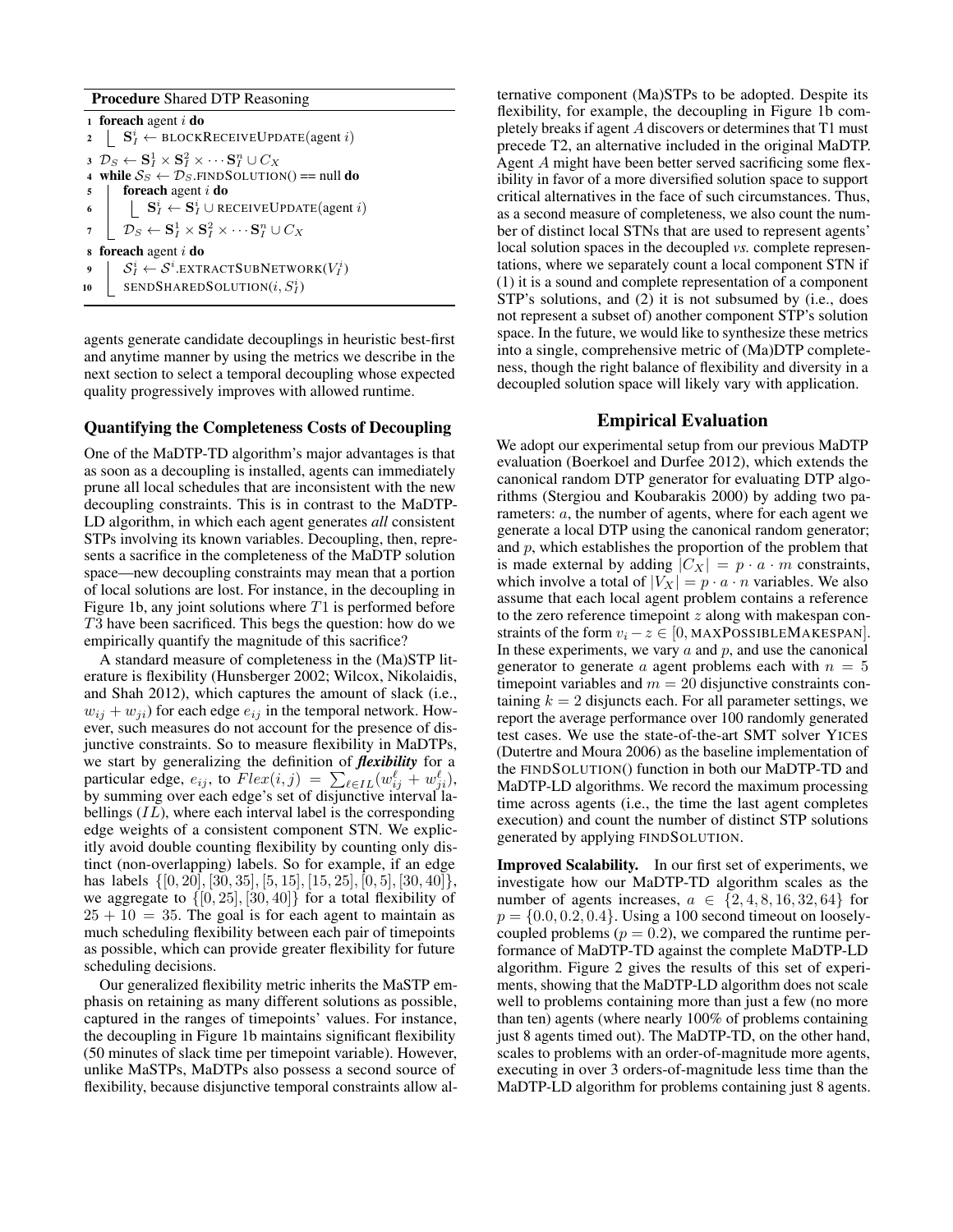**Procedure** Shared DTP Reasoning

```
1  foreach agent i do
2  |  S_I^i ← BLOCKRECEIVEUPDATE(agent i)
3  D_S ← S_I^1 × S_I^2 × ··· S_I^n ∪ C_X
4  while S_S ← D_S.FINDSOLUTION() == null do
5  |  foreach agent i do
6  |  |  S_I^i ← S_I^i ∪ RECEIVEUPDATE(agent i)
7  |  D_S ← S_I^1 × S_I^2 × ··· S_I^n ∪ C_X
8  foreach agent i do
9  |  S_I^i ← S^i.EXTRACTSUBNETWORK(V_I^i)
10 |  SENDSHAREDSOLUTION(i, S_I^i)
```

agents generate candidate decouplings in heuristic best-first and anytime manner by using the metrics we describe in the next section to select a temporal decoupling whose expected quality progressively improves with allowed runtime.

### Quantifying the Completeness Costs of Decoupling

One of the MaDTP-TD algorithm's major advantages is that as soon as a decoupling is installed, agents can immediately prune all local schedules that are inconsistent with the new decoupling constraints. This is in contrast to the MaDTP-LD algorithm, in which each agent generates *all* consistent STPs involving its known variables. Decoupling, then, represents a sacrifice in the completeness of the MaDTP solution space—new decoupling constraints may mean that a portion of local solutions are lost. For instance, in the decoupling in Figure 1b, any joint solutions where $T1$ is performed before $T3$ have been sacrificed. This begs the question: how do we empirically quantify the magnitude of this sacrifice?

A standard measure of completeness in the (Ma)STP literature is flexibility (Hunsberger 2002; Wilcox, Nikolaidis, and Shah 2012), which captures the amount of slack (i.e., $w_{ij} + w_{ji}$) for each edge $e_{ij}$ in the temporal network. However, such measures do not account for the presence of disjunctive constraints. So to measure flexibility in MaDTPs, we start by generalizing the definition of ***flexibility*** for a particular edge, $e_{ij}$, to $Flex(i,j) = \sum_{\ell \in IL}(w_{ij}^{\ell} + w_{ji}^{\ell})$, by summing over each edge's set of disjunctive interval labellings ($IL$), where each interval label is the corresponding edge weights of a consistent component STN. We explicitly avoid double counting flexibility by counting only distinct (non-overlapping) labels. So for example, if an edge has labels $\{[0, 20], [30, 35], [5, 15], [15, 25], [0, 5], [30, 40]\}$, we aggregate to $\{[0, 25], [30, 40]\}$ for a total flexibility of $25 + 10 = 35$. The goal is for each agent to maintain as much scheduling flexibility between each pair of timepoints as possible, which can provide greater flexibility for future scheduling decisions.

Our generalized flexibility metric inherits the MaSTP emphasis on retaining as many different solutions as possible, captured in the ranges of timepoints' values. For instance, the decoupling in Figure 1b maintains significant flexibility (50 minutes of slack time per timepoint variable). However, unlike MaSTPs, MaDTPs also possess a second source of flexibility, because disjunctive temporal constraints allow alternative component (Ma)STPs to be adopted. Despite its flexibility, for example, the decoupling in Figure 1b completely breaks if agent $A$ discovers or determines that T1 must precede T2, an alternative included in the original MaDTP. Agent $A$ might have been better served sacrificing some flexibility in favor of a more diversified solution space to support critical alternatives in the face of such circumstances. Thus, as a second measure of completeness, we also count the number of distinct local STNs that are used to represent agents' local solution spaces in the decoupled *vs.* complete representations, where we separately count a local component STN if (1) it is a sound and complete representation of a component STP's solutions, and (2) it is not subsumed by (i.e., does not represent a subset of) another component STP's solution space. In the future, we would like to synthesize these metrics into a single, comprehensive metric of (Ma)DTP completeness, though the right balance of flexibility and diversity in a decoupled solution space will likely vary with application.

## Empirical Evaluation

We adopt our experimental setup from our previous MaDTP evaluation (Boerkoel and Durfee 2012), which extends the canonical random DTP generator for evaluating DTP algorithms (Stergiou and Koubarakis 2000) by adding two parameters: $a$, the number of agents, where for each agent we generate a local DTP using the canonical random generator; and $p$, which establishes the proportion of the problem that is made external by adding $|C_X| = p \cdot a \cdot m$ constraints, which involve a total of $|V_X| = p \cdot a \cdot n$ variables. We also assume that each local agent problem contains a reference to the zero reference timepoint $z$ along with makespan constraints of the form $v_i - z \in [0, \text{MAXPOSSIBLEMAKESPAN}]$. In these experiments, we vary $a$ and $p$, and use the canonical generator to generate $a$ agent problems each with $n = 5$ timepoint variables and $m = 20$ disjunctive constraints containing $k = 2$ disjuncts each. For all parameter settings, we report the average performance over 100 randomly generated test cases. We use the state-of-the-art SMT solver YICES (Dutertre and Moura 2006) as the baseline implementation of the FINDSOLUTION() function in both our MaDTP-TD and MaDTP-LD algorithms. We record the maximum processing time across agents (i.e., the time the last agent completes execution) and count the number of distinct STP solutions generated by applying FINDSOLUTION.

**Improved Scalability.** In our first set of experiments, we investigate how our MaDTP-TD algorithm scales as the number of agents increases, $a \in \{2, 4, 8, 16, 32, 64\}$ for $p = \{0.0, 0.2, 0.4\}$. Using a 100 second timeout on loosely-coupled problems ($p = 0.2$), we compared the runtime performance of MaDTP-TD against the complete MaDTP-LD algorithm. Figure 2 gives the results of this set of experiments, showing that the MaDTP-LD algorithm does not scale well to problems containing more than just a few (no more than ten) agents (where nearly 100% of problems containing just 8 agents timed out). The MaDTP-TD, on the other hand, scales to problems with an order-of-magnitude more agents, executing in over 3 orders-of-magnitude less time than the MaDTP-LD algorithm for problems containing just 8 agents.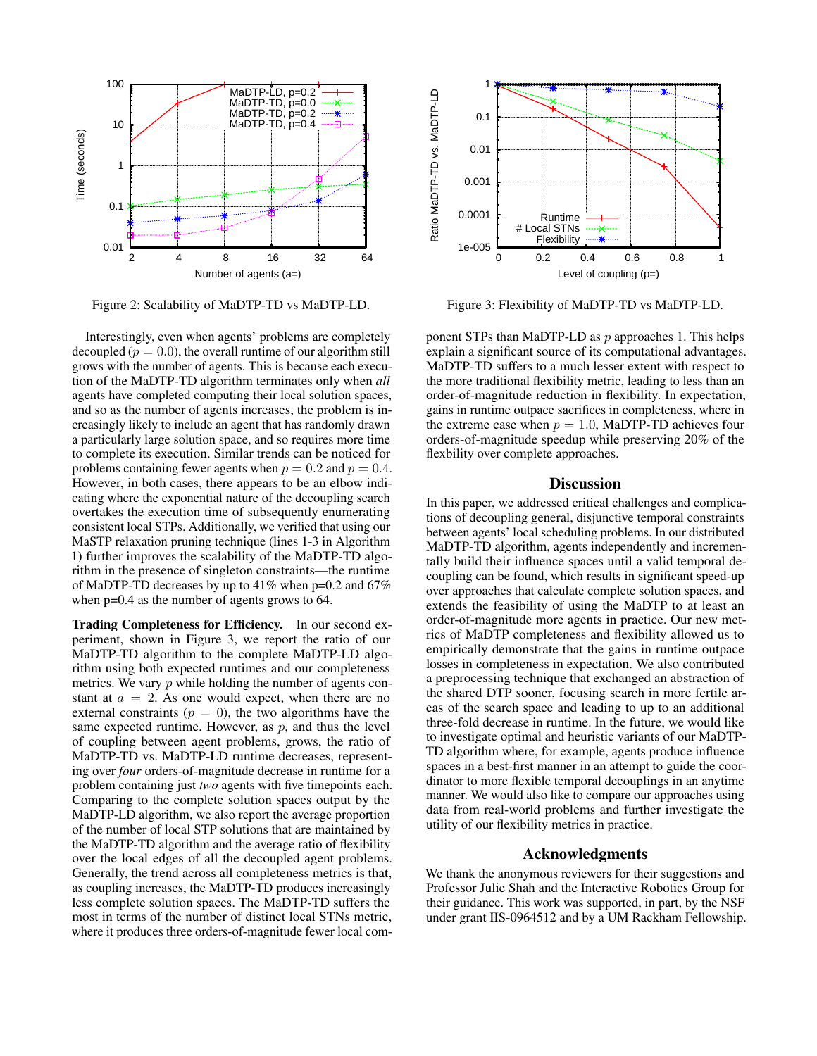Figure 2: Scalability of MaDTP-TD vs MaDTP-LD.

Figure 3: Flexibility of MaDTP-TD vs MaDTP-LD.

Interestingly, even when agents' problems are completely decoupled ($p = 0.0$), the overall runtime of our algorithm still grows with the number of agents. This is because each execution of the MaDTP-TD algorithm terminates only when *all* agents have completed computing their local solution spaces, and so as the number of agents increases, the problem is increasingly likely to include an agent that has randomly drawn a particularly large solution space, and so requires more time to complete its execution. Similar trends can be noticed for problems containing fewer agents when $p = 0.2$ and $p = 0.4$. However, in both cases, there appears to be an elbow indicating where the exponential nature of the decoupling search overtakes the execution time of subsequently enumerating consistent local STPs. Additionally, we verified that using our MaSTP relaxation pruning technique (lines 1-3 in Algorithm 1) further improves the scalability of the MaDTP-TD algorithm in the presence of singleton constraints—the runtime of MaDTP-TD decreases by up to 41% when p=0.2 and 67% when p=0.4 as the number of agents grows to 64.

**Trading Completeness for Efficiency.** In our second experiment, shown in Figure 3, we report the ratio of our MaDTP-TD algorithm to the complete MaDTP-LD algorithm using both expected runtimes and our completeness metrics. We vary $p$ while holding the number of agents constant at $a = 2$. As one would expect, when there are no external constraints ($p = 0$), the two algorithms have the same expected runtime. However, as $p$, and thus the level of coupling between agent problems, grows, the ratio of MaDTP-TD vs. MaDTP-LD runtime decreases, representing over *four* orders-of-magnitude decrease in runtime for a problem containing just *two* agents with five timepoints each. Comparing to the complete solution spaces output by the MaDTP-LD algorithm, we also report the average proportion of the number of local STP solutions that are maintained by the MaDTP-TD algorithm and the average ratio of flexibility over the local edges of all the decoupled agent problems. Generally, the trend across all completeness metrics is that, as coupling increases, the MaDTP-TD produces increasingly less complete solution spaces. The MaDTP-TD suffers the most in terms of the number of distinct local STNs metric, where it produces three orders-of-magnitude fewer local component STPs than MaDTP-LD as $p$ approaches 1. This helps explain a significant source of its computational advantages. MaDTP-TD suffers to a much lesser extent with respect to the more traditional flexibility metric, leading to less than an order-of-magnitude reduction in flexibility. In expectation, gains in runtime outpace sacrifices in completeness, where in the extreme case when $p = 1.0$, MaDTP-TD achieves four orders-of-magnitude speedup while preserving 20% of the flexbility over complete approaches.

## Discussion

In this paper, we addressed critical challenges and complications of decoupling general, disjunctive temporal constraints between agents' local scheduling problems. In our distributed MaDTP-TD algorithm, agents independently and incrementally build their influence spaces until a valid temporal decoupling can be found, which results in significant speed-up over approaches that calculate complete solution spaces, and extends the feasibility of using the MaDTP to at least an order-of-magnitude more agents in practice. Our new metrics of MaDTP completeness and flexibility allowed us to empirically demonstrate that the gains in runtime outpace losses in completeness in expectation. We also contributed a preprocessing technique that exchanged an abstraction of the shared DTP sooner, focusing search in more fertile areas of the search space and leading to up to an additional three-fold decrease in runtime. In the future, we would like to investigate optimal and heuristic variants of our MaDTP-TD algorithm where, for example, agents produce influence spaces in a best-first manner in an attempt to guide the coordinator to more flexible temporal decouplings in an anytime manner. We would also like to compare our approaches using data from real-world problems and further investigate the utility of our flexibility metrics in practice.

## Acknowledgments

We thank the anonymous reviewers for their suggestions and Professor Julie Shah and the Interactive Robotics Group for their guidance. This work was supported, in part, by the NSF under grant IIS-0964512 and by a UM Rackham Fellowship.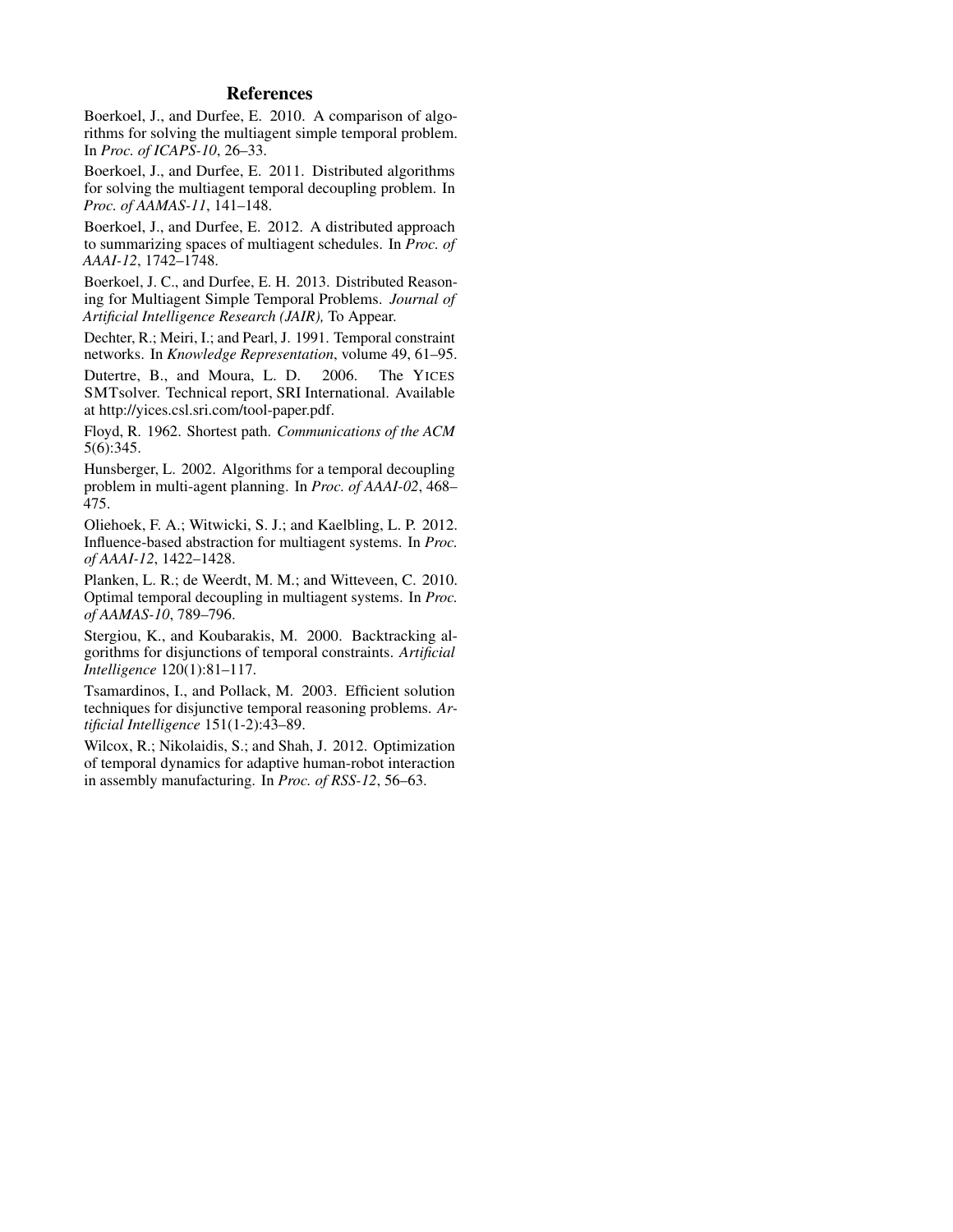## References

Boerkoel, J., and Durfee, E. 2010. A comparison of algorithms for solving the multiagent simple temporal problem. In *Proc. of ICAPS-10*, 26–33.

Boerkoel, J., and Durfee, E. 2011. Distributed algorithms for solving the multiagent temporal decoupling problem. In *Proc. of AAMAS-11*, 141–148.

Boerkoel, J., and Durfee, E. 2012. A distributed approach to summarizing spaces of multiagent schedules. In *Proc. of AAAI-12*, 1742–1748.

Boerkoel, J. C., and Durfee, E. H. 2013. Distributed Reasoning for Multiagent Simple Temporal Problems. *Journal of Artificial Intelligence Research (JAIR),* To Appear.

Dechter, R.; Meiri, I.; and Pearl, J. 1991. Temporal constraint networks. In *Knowledge Representation*, volume 49, 61–95.

Dutertre, B., and Moura, L. D. 2006. The YICES SMTsolver. Technical report, SRI International. Available at http://yices.csl.sri.com/tool-paper.pdf.

Floyd, R. 1962. Shortest path. *Communications of the ACM* 5(6):345.

Hunsberger, L. 2002. Algorithms for a temporal decoupling problem in multi-agent planning. In *Proc. of AAAI-02*, 468–475.

Oliehoek, F. A.; Witwicki, S. J.; and Kaelbling, L. P. 2012. Influence-based abstraction for multiagent systems. In *Proc. of AAAI-12*, 1422–1428.

Planken, L. R.; de Weerdt, M. M.; and Witteveen, C. 2010. Optimal temporal decoupling in multiagent systems. In *Proc. of AAMAS-10*, 789–796.

Stergiou, K., and Koubarakis, M. 2000. Backtracking algorithms for disjunctions of temporal constraints. *Artificial Intelligence* 120(1):81–117.

Tsamardinos, I., and Pollack, M. 2003. Efficient solution techniques for disjunctive temporal reasoning problems. *Artificial Intelligence* 151(1-2):43–89.

Wilcox, R.; Nikolaidis, S.; and Shah, J. 2012. Optimization of temporal dynamics for adaptive human-robot interaction in assembly manufacturing. In *Proc. of RSS-12*, 56–63.